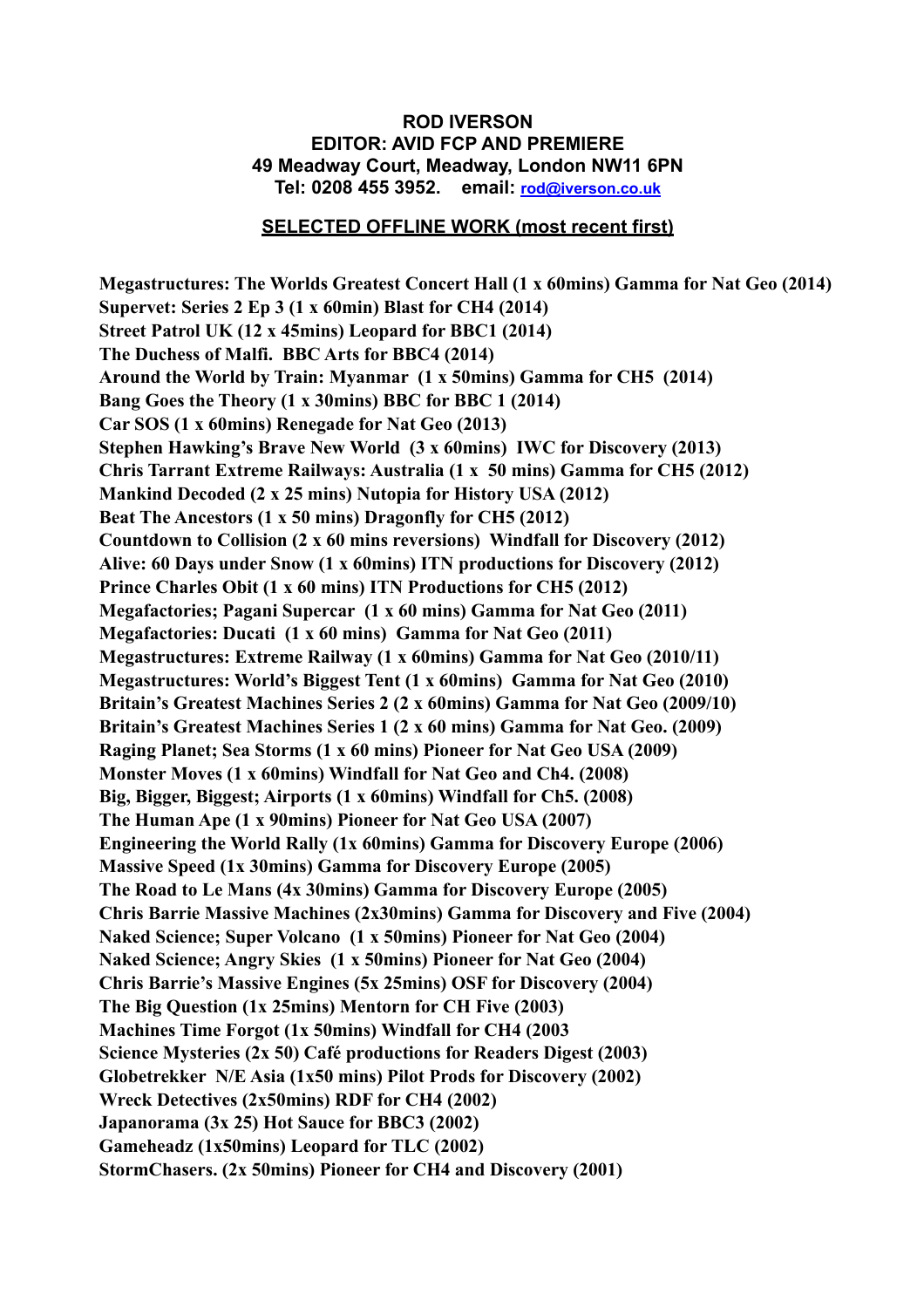**ROD IVERSON**
**EDITOR: AVID FCP AND PREMIERE**
**49 Meadway Court, Meadway, London NW11 6PN**
**Tel: 0208 455 3952. email: [rod@iverson.co.uk](mailto:rod@iverson.co.uk)**

## SELECTED OFFLINE WORK (most recent first)

**Megastructures: The Worlds Greatest Concert Hall (1 x 60mins) Gamma for Nat Geo (2014)**
**Supervet: Series 2 Ep 3 (1 x 60min) Blast for CH4 (2014)**
**Street Patrol UK (12 x 45mins) Leopard for BBC1 (2014)**
**The Duchess of Malfi. BBC Arts for BBC4 (2014)**
**Around the World by Train: Myanmar (1 x 50mins) Gamma for CH5 (2014)**
**Bang Goes the Theory (1 x 30mins) BBC for BBC 1 (2014)**
**Car SOS (1 x 60mins) Renegade for Nat Geo (2013)**
**Stephen Hawking's Brave New World (3 x 60mins) IWC for Discovery (2013)**
**Chris Tarrant Extreme Railways: Australia (1 x 50 mins) Gamma for CH5 (2012)**
**Mankind Decoded (2 x 25 mins) Nutopia for History USA (2012)**
**Beat The Ancestors (1 x 50 mins) Dragonfly for CH5 (2012)**
**Countdown to Collision (2 x 60 mins reversions) Windfall for Discovery (2012)**
**Alive: 60 Days under Snow (1 x 60mins) ITN productions for Discovery (2012)**
**Prince Charles Obit (1 x 60 mins) ITN Productions for CH5 (2012)**
**Megafactories; Pagani Supercar (1 x 60 mins) Gamma for Nat Geo (2011)**
**Megafactories: Ducati (1 x 60 mins) Gamma for Nat Geo (2011)**
**Megastructures: Extreme Railway (1 x 60mins) Gamma for Nat Geo (2010/11)**
**Megastructures: World's Biggest Tent (1 x 60mins) Gamma for Nat Geo (2010)**
**Britain's Greatest Machines Series 2 (2 x 60mins) Gamma for Nat Geo (2009/10)**
**Britain's Greatest Machines Series 1 (2 x 60 mins) Gamma for Nat Geo. (2009)**
**Raging Planet; Sea Storms (1 x 60 mins) Pioneer for Nat Geo USA (2009)**
**Monster Moves (1 x 60mins) Windfall for Nat Geo and Ch4. (2008)**
**Big, Bigger, Biggest; Airports (1 x 60mins) Windfall for Ch5. (2008)**
**The Human Ape (1 x 90mins) Pioneer for Nat Geo USA (2007)**
**Engineering the World Rally (1x 60mins) Gamma for Discovery Europe (2006)**
**Massive Speed (1x 30mins) Gamma for Discovery Europe (2005)**
**The Road to Le Mans (4x 30mins) Gamma for Discovery Europe (2005)**
**Chris Barrie Massive Machines (2x30mins) Gamma for Discovery and Five (2004)**
**Naked Science; Super Volcano (1 x 50mins) Pioneer for Nat Geo (2004)**
**Naked Science; Angry Skies (1 x 50mins) Pioneer for Nat Geo (2004)**
**Chris Barrie's Massive Engines (5x 25mins) OSF for Discovery (2004)**
**The Big Question (1x 25mins) Mentorn for CH Five (2003)**
**Machines Time Forgot (1x 50mins) Windfall for CH4 (2003**
**Science Mysteries (2x 50) Café productions for Readers Digest (2003)**
**Globetrekker N/E Asia (1x50 mins) Pilot Prods for Discovery (2002)**
**Wreck Detectives (2x50mins) RDF for CH4 (2002)**
**Japanorama (3x 25) Hot Sauce for BBC3 (2002)**
**Gameheadz (1x50mins) Leopard for TLC (2002)**
**StormChasers. (2x 50mins) Pioneer for CH4 and Discovery (2001)**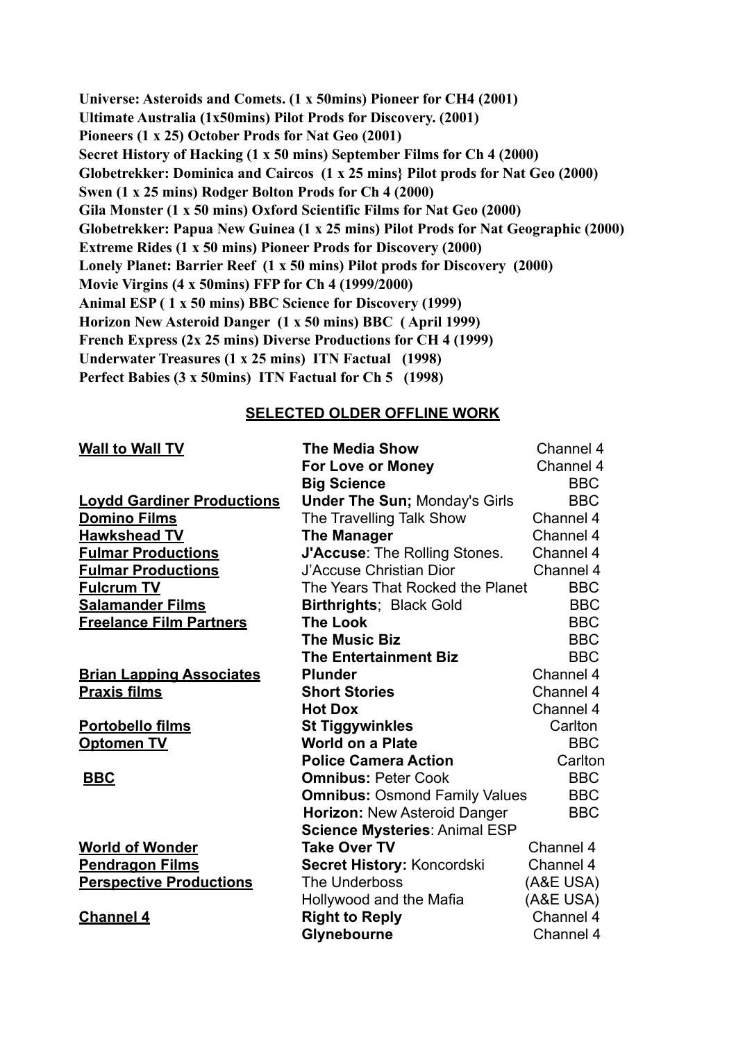**Universe: Asteroids and Comets. (1 x 50mins) Pioneer for CH4 (2001)**
**Ultimate Australia (1x50mins) Pilot Prods for Discovery. (2001)**
**Pioneers (1 x 25) October Prods for Nat Geo (2001)**
**Secret History of Hacking (1 x 50 mins) September Films for Ch 4 (2000)**
**Globetrekker: Dominica and Caircos (1 x 25 mins} Pilot prods for Nat Geo (2000)**
**Swen (1 x 25 mins) Rodger Bolton Prods for Ch 4 (2000)**
**Gila Monster (1 x 50 mins) Oxford Scientific Films for Nat Geo (2000)**
**Globetrekker: Papua New Guinea (1 x 25 mins) Pilot Prods for Nat Geographic (2000)**
**Extreme Rides (1 x 50 mins) Pioneer Prods for Discovery (2000)**
**Lonely Planet: Barrier Reef (1 x 50 mins) Pilot prods for Discovery (2000)**
**Movie Virgins (4 x 50mins) FFP for Ch 4 (1999/2000)**
**Animal ESP ( 1 x 50 mins) BBC Science for Discovery (1999)**
**Horizon New Asteroid Danger (1 x 50 mins) BBC ( April 1999)**
**French Express (2x 25 mins) Diverse Productions for CH 4 (1999)**
**Underwater Treasures (1 x 25 mins) ITN Factual (1998)**
**Perfect Babies (3 x 50mins) ITN Factual for Ch 5 (1998)**

## SELECTED OLDER OFFLINE WORK

| | | |
|---|---|---|
| **Wall to Wall TV** | **The Media Show** | Channel 4 |
| | **For Love or Money** | Channel 4 |
| | **Big Science** | BBC |
| **Loydd Gardiner Productions** | **Under The Sun;** Monday's Girls | BBC |
| **Domino Films** | The Travelling Talk Show | Channel 4 |
| **Hawkshead TV** | **The Manager** | Channel 4 |
| **Fulmar Productions** | **J'Accuse**: The Rolling Stones. | Channel 4 |
| **Fulmar Productions** | J'Accuse Christian Dior | Channel 4 |
| **Fulcrum TV** | The Years That Rocked the Planet | BBC |
| **Salamander Films** | **Birthrights**; Black Gold | BBC |
| **Freelance Film Partners** | **The Look** | BBC |
| | **The Music Biz** | BBC |
| | **The Entertainment Biz** | BBC |
| **Brian Lapping Associates** | **Plunder** | Channel 4 |
| **Praxis films** | **Short Stories** | Channel 4 |
| | **Hot Dox** | Channel 4 |
| **Portobello films** | **St Tiggywinkles** | Carlton |
| **Optomen TV** | **World on a Plate** | BBC |
| | **Police Camera Action** | Carlton |
| **BBC** | **Omnibus:** Peter Cook | BBC |
| | **Omnibus:** Osmond Family Values | BBC |
| | **Horizon:** New Asteroid Danger | BBC |
| | **Science Mysteries**: Animal ESP | |
| **World of Wonder** | **Take Over TV** | Channel 4 |
| **Pendragon Films** | **Secret History:** Koncordski | Channel 4 |
| **Perspective Productions** | The Underboss | (A&E USA) |
| | Hollywood and the Mafia | (A&E USA) |
| **Channel 4** | **Right to Reply** | Channel 4 |
| | **Glynebourne** | Channel 4 |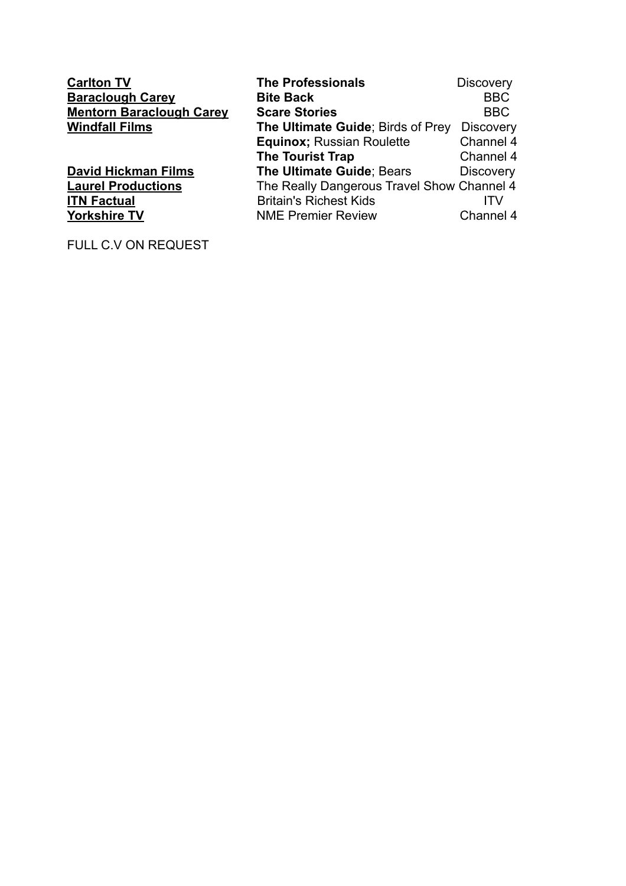| | | |
|---|---|---|
| **Carlton TV** | **The Professionals** | Discovery |
| **Baraclough Carey** | **Bite Back** | BBC |
| **Mentorn Baraclough Carey** | **Scare Stories** | BBC |
| **Windfall Films** | **The Ultimate Guide**; Birds of Prey | Discovery |
| | **Equinox;** Russian Roulette | Channel 4 |
| | **The Tourist Trap** | Channel 4 |
| **David Hickman Films** | **The Ultimate Guide**; Bears | Discovery |
| **Laurel Productions** | The Really Dangerous Travel Show | Channel 4 |
| **ITN Factual** | Britain's Richest Kids | ITV |
| **Yorkshire TV** | NME Premier Review | Channel 4 |

FULL C.V ON REQUEST